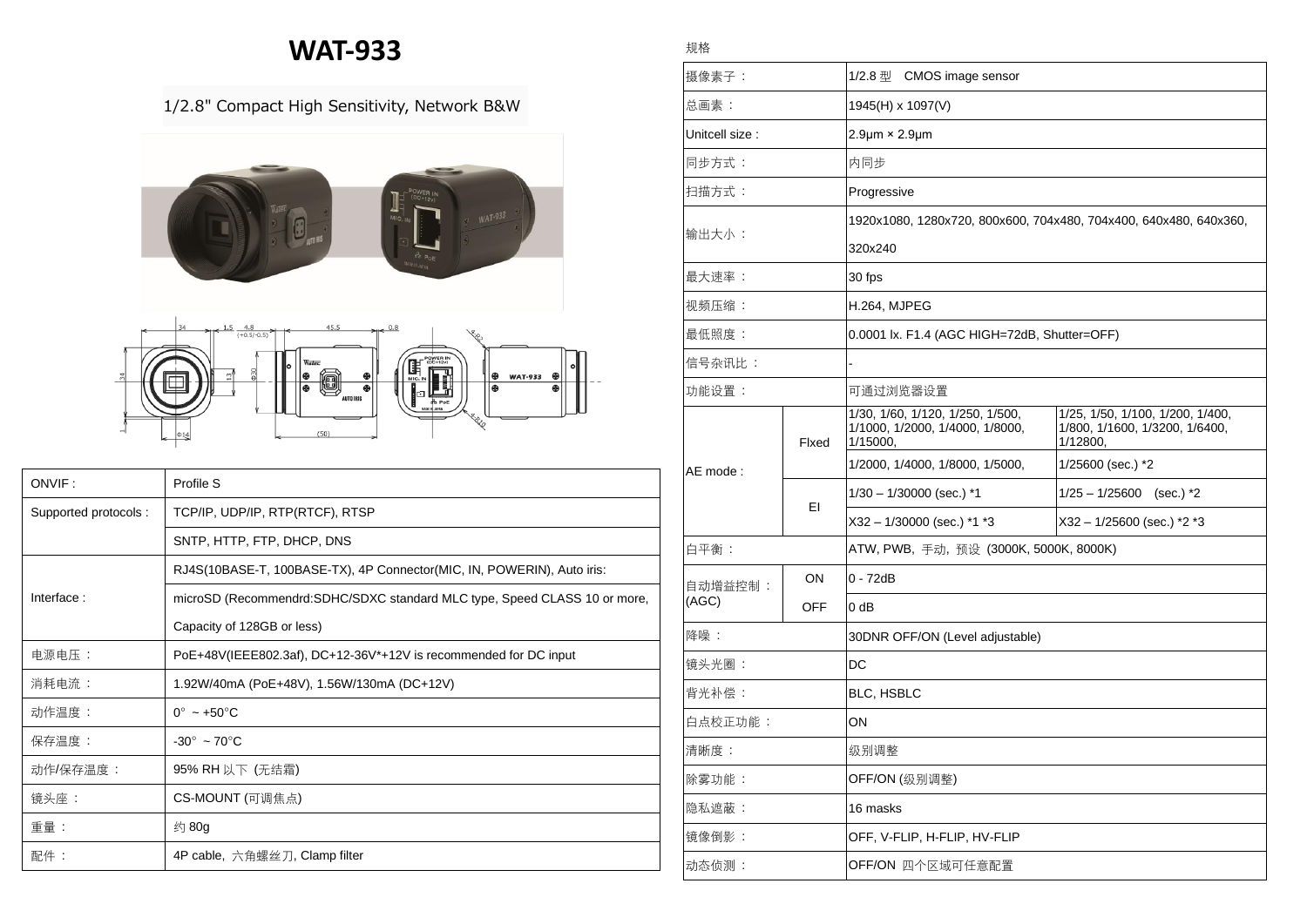# WAT-933

1/2.8" Compact High Sensitivity, Network B&W

| ONVIF : | Profile S |
|---|---|
| Supported protocols : | TCP/IP, UDP/IP, RTP(RTCF), RTSP |
| | SNTP, HTTP, FTP, DHCP, DNS |
| Interface : | RJ4S(10BASE-T, 100BASE-TX), 4P Connector(MIC, IN, POWERIN), Auto iris: |
| | microSD (Recommendrd:SDHC/SDXC standard MLC type, Speed CLASS 10 or more, Capacity of 128GB or less) |
| 电源电压： | PoE+48V(IEEE802.3af), DC+12-36V*+12V is recommended for DC input |
| 消耗电流： | 1.92W/40mA (PoE+48V), 1.56W/130mA (DC+12V) |
| 动作温度： | 0° ~ +50°C |
| 保存温度： | -30° ~ 70°C |
| 动作/保存湿度： | 95% RH 以下 (无结霜) |
| 镜头座： | CS-MOUNT (可调焦点) |
| 重量： | 约 80g |
| 配件： | 4P cable, 六角螺丝刀, Clamp filter |

规格

| 摄像素子： | | 1/2.8 型　CMOS image sensor | |
|---|---|---|---|
| 总画素： | | 1945(H) x 1097(V) | |
| Unitcell size : | | 2.9µm × 2.9µm | |
| 同步方式： | | 内同步 | |
| 扫描方式： | | Progressive | |
| 输出大小： | | 1920x1080, 1280x720, 800x600, 704x480, 704x400, 640x480, 640x360, 320x240 | |
| 最大速率： | | 30 fps | |
| 视频压缩： | | H.264, MJPEG | |
| 最低照度： | | 0.0001 lx. F1.4 (AGC HIGH=72dB, Shutter=OFF) | |
| 信号杂讯比： | | - | |
| 功能设置： | | 可通过浏览器设置 | |
| AE mode : | Flxed | 1/30, 1/60, 1/120, 1/250, 1/500, 1/1000, 1/2000, 1/4000, 1/8000, 1/15000, | 1/25, 1/50, 1/100, 1/200, 1/400, 1/800, 1/1600, 1/3200, 1/6400, 1/12800, |
| | | 1/2000, 1/4000, 1/8000, 1/5000, | 1/25600 (sec.) *2 |
| | EI | 1/30 – 1/30000 (sec.) *1 | 1/25 – 1/25600　(sec.) *2 |
| | | X32 – 1/30000 (sec.) *1 *3 | X32 – 1/25600 (sec.) *2 *3 |
| 白平衡： | | ATW, PWB, 手动, 预设 (3000K, 5000K, 8000K) | |
| 自动增益控制：(AGC) | ON | 0 - 72dB | |
| | OFF | 0 dB | |
| 降噪： | | 30DNR OFF/ON (Level adjustable) | |
| 镜头光圈： | | DC | |
| 背光补偿： | | BLC, HSBLC | |
| 白点校正功能： | | ON | |
| 清晰度： | | 级别调整 | |
| 除雾功能： | | OFF/ON (级别调整) | |
| 隐私遮蔽： | | 16 masks | |
| 镜像倒影： | | OFF, V-FLIP, H-FLIP, HV-FLIP | |
| 动态侦测： | | OFF/ON 四个区域可任意配置 | |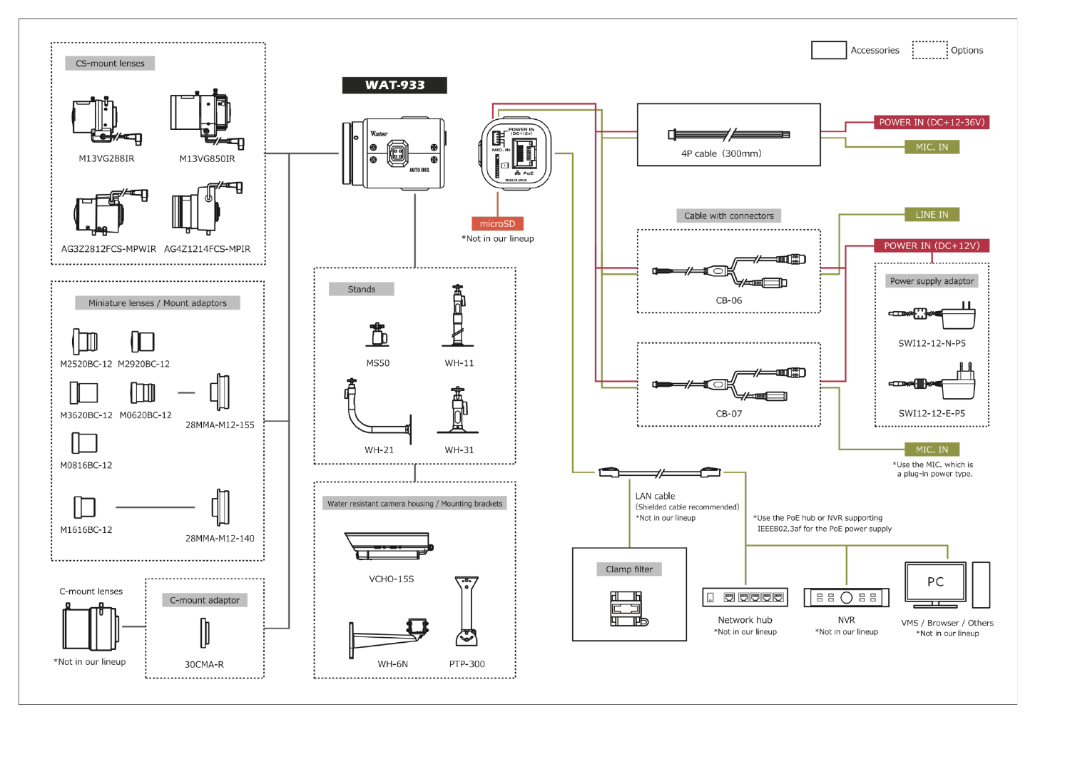Accessories
Options

# WAT-933

## CS-mount lenses

M13VG288IR
M13VG850IR
AG3Z2812FCS-MPWIR
AG4Z1214FCS-MPIR

## Miniature lenses / Mount adaptors

M2520BC-12
M2920BC-12
M3620BC-12
M0620BC-12
28MMA-M12-155
M0816BC-12
M1616BC-12
28MMA-M12-140

C-mount lenses

*Not in our lineup

## C-mount adaptor

30CMA-R

microSD

*Not in our lineup

## Stands

MS50
WH-11
WH-21
WH-31

## Water resistant camera housing / Mounting brackets

VCHO-15S
WH-6N
PTP-300

4P cable（300mm）

POWER IN (DC+12-36V)

MIC. IN

## Cable with connectors

CB-06
CB-07

LINE IN

POWER IN (DC+12V)

## Power supply adaptor

SWI12-12-N-P5
SWI12-12-E-P5

MIC. IN

*Use the MIC. which is a plug-in power type.

LAN cable
(Shielded cable recommended)
*Not in our lineup

*Use the PoE hub or NVR supporting IEEE802.3af for the PoE power supply

## Clamp filter

Network hub
*Not in our lineup

NVR
*Not in our lineup

PC

VMS / Browser / Others
*Not in our lineup